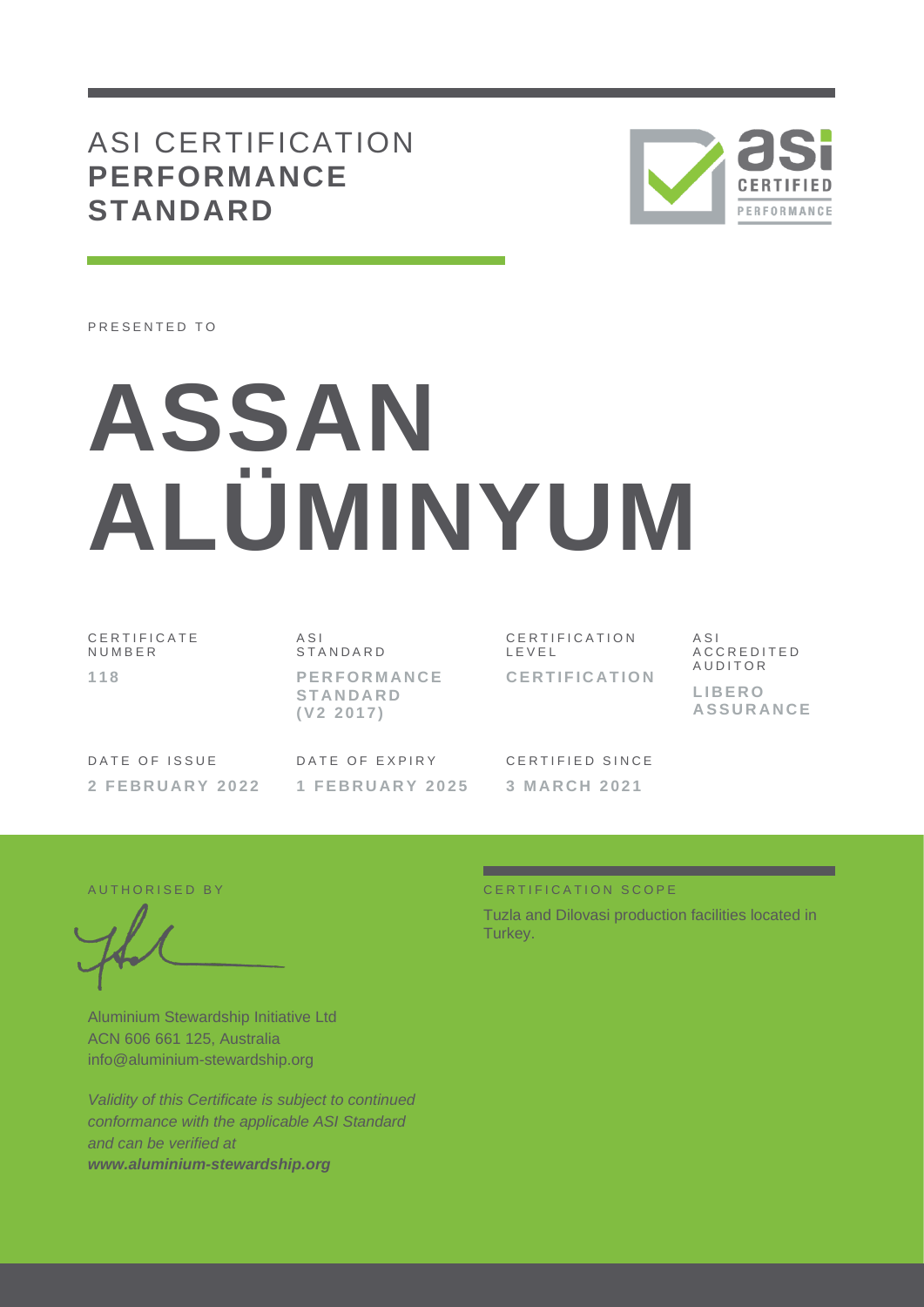# ASI CERTIFICATION **PERFORMANCE STANDARD**

PRESENTED TO

# ASSAN ALÜMINYUM

| CERTIFICATE NUMBER | ASI STANDARD | CERTIFICATION LEVEL | ASI ACCREDITED AUDITOR |
|---|---|---|---|
| **118** | **PERFORMANCE STANDARD (V2 2017)** | **CERTIFICATION** | **LIBERO ASSURANCE** |

| DATE OF ISSUE | DATE OF EXPIRY | CERTIFIED SINCE |
|---|---|---|
| **2 FEBRUARY 2022** | **1 FEBRUARY 2025** | **3 MARCH 2021** |

AUTHORISED BY

Aluminium Stewardship Initiative Ltd
ACN 606 661 125, Australia
info@aluminium-stewardship.org

*Validity of this Certificate is subject to continued conformance with the applicable ASI Standard and can be verified at* ***www.aluminium-stewardship.org***

CERTIFICATION SCOPE

Tuzla and Dilovasi production facilities located in Turkey.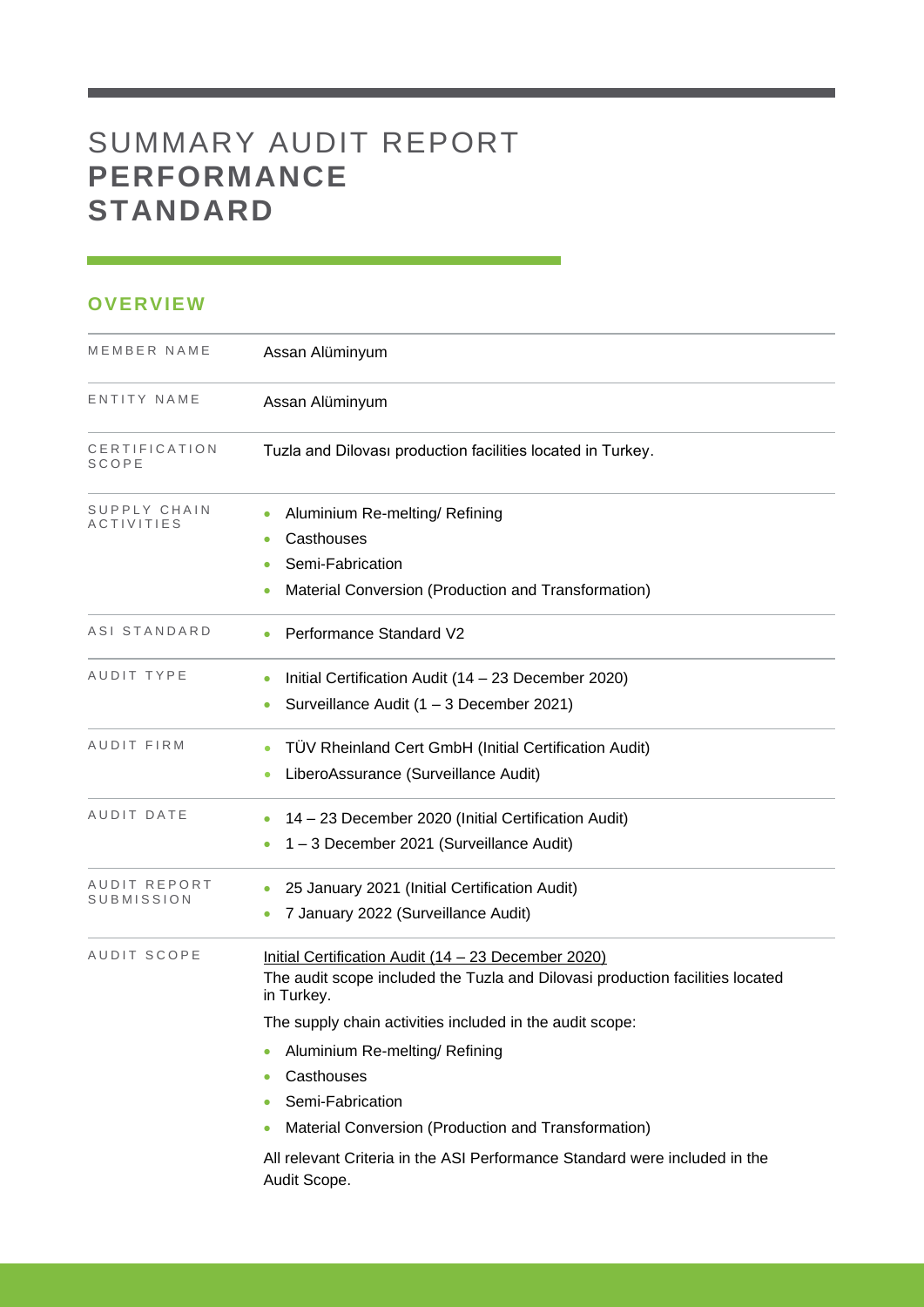# SUMMARY AUDIT REPORT **PERFORMANCE STANDARD**

## OVERVIEW

| | |
|---|---|
| MEMBER NAME | Assan Alüminyum |
| ENTITY NAME | Assan Alüminyum |
| CERTIFICATION SCOPE | Tuzla and Dilovası production facilities located in Turkey. |
| SUPPLY CHAIN ACTIVITIES | • Aluminium Re-melting/ Refining<br>• Casthouses<br>• Semi-Fabrication<br>• Material Conversion (Production and Transformation) |
| ASI STANDARD | • Performance Standard V2 |
| AUDIT TYPE | • Initial Certification Audit (14 – 23 December 2020)<br>• Surveillance Audit (1 – 3 December 2021) |
| AUDIT FIRM | • TÜV Rheinland Cert GmbH (Initial Certification Audit)<br>• LiberoAssurance (Surveillance Audit) |
| AUDIT DATE | • 14 – 23 December 2020 (Initial Certification Audit)<br>• 1 – 3 December 2021 (Surveillance Audit) |
| AUDIT REPORT SUBMISSION | • 25 January 2021 (Initial Certification Audit)<br>• 7 January 2022 (Surveillance Audit) |
| AUDIT SCOPE | Initial Certification Audit (14 – 23 December 2020)<br>The audit scope included the Tuzla and Dilovasi production facilities located in Turkey.<br>The supply chain activities included in the audit scope:<br>• Aluminium Re-melting/ Refining<br>• Casthouses<br>• Semi-Fabrication<br>• Material Conversion (Production and Transformation)<br>All relevant Criteria in the ASI Performance Standard were included in the Audit Scope. |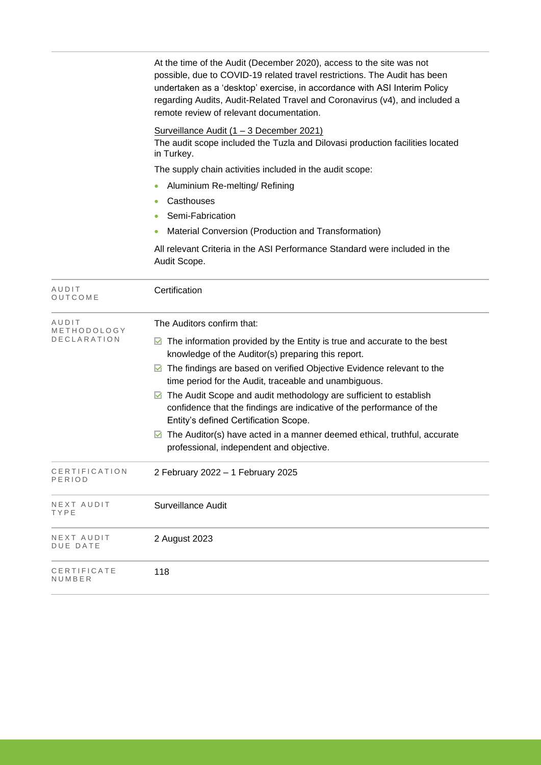| | |
|---|---|
| | At the time of the Audit (December 2020), access to the site was not possible, due to COVID-19 related travel restrictions. The Audit has been undertaken as a 'desktop' exercise, in accordance with ASI Interim Policy regarding Audits, Audit-Related Travel and Coronavirus (v4), and included a remote review of relevant documentation.<br><br>Surveillance Audit (1 – 3 December 2021)<br>The audit scope included the Tuzla and Dilovasi production facilities located in Turkey.<br><br>The supply chain activities included in the audit scope:<br>• Aluminium Re-melting/ Refining<br>• Casthouses<br>• Semi-Fabrication<br>• Material Conversion (Production and Transformation)<br><br>All relevant Criteria in the ASI Performance Standard were included in the Audit Scope. |
| AUDIT OUTCOME | Certification |
| AUDIT METHODOLOGY DECLARATION | The Auditors confirm that:<br>☑ The information provided by the Entity is true and accurate to the best knowledge of the Auditor(s) preparing this report.<br>☑ The findings are based on verified Objective Evidence relevant to the time period for the Audit, traceable and unambiguous.<br>☑ The Audit Scope and audit methodology are sufficient to establish confidence that the findings are indicative of the performance of the Entity's defined Certification Scope.<br>☑ The Auditor(s) have acted in a manner deemed ethical, truthful, accurate professional, independent and objective. |
| CERTIFICATION PERIOD | 2 February 2022 – 1 February 2025 |
| NEXT AUDIT TYPE | Surveillance Audit |
| NEXT AUDIT DUE DATE | 2 August 2023 |
| CERTIFICATE NUMBER | 118 |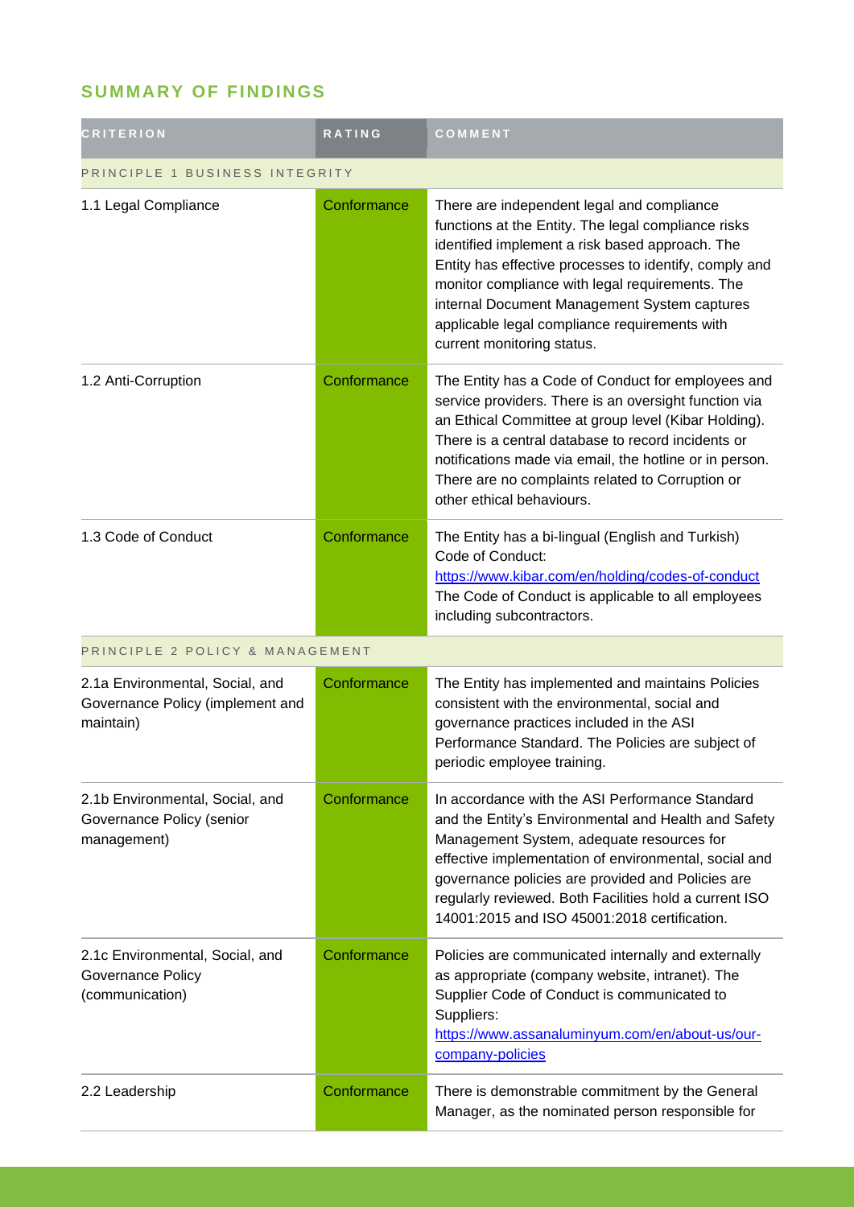## SUMMARY OF FINDINGS

| CRITERION | RATING | COMMENT |
|---|---|---|
| PRINCIPLE 1 BUSINESS INTEGRITY | | |
| 1.1 Legal Compliance | Conformance | There are independent legal and compliance functions at the Entity. The legal compliance risks identified implement a risk based approach. The Entity has effective processes to identify, comply and monitor compliance with legal requirements. The internal Document Management System captures applicable legal compliance requirements with current monitoring status. |
| 1.2 Anti-Corruption | Conformance | The Entity has a Code of Conduct for employees and service providers. There is an oversight function via an Ethical Committee at group level (Kibar Holding). There is a central database to record incidents or notifications made via email, the hotline or in person. There are no complaints related to Corruption or other ethical behaviours. |
| 1.3 Code of Conduct | Conformance | The Entity has a bi-lingual (English and Turkish) Code of Conduct: https://www.kibar.com/en/holding/codes-of-conduct The Code of Conduct is applicable to all employees including subcontractors. |
| PRINCIPLE 2 POLICY & MANAGEMENT | | |
| 2.1a Environmental, Social, and Governance Policy (implement and maintain) | Conformance | The Entity has implemented and maintains Policies consistent with the environmental, social and governance practices included in the ASI Performance Standard. The Policies are subject of periodic employee training. |
| 2.1b Environmental, Social, and Governance Policy (senior management) | Conformance | In accordance with the ASI Performance Standard and the Entity's Environmental and Health and Safety Management System, adequate resources for effective implementation of environmental, social and governance policies are provided and Policies are regularly reviewed. Both Facilities hold a current ISO 14001:2015 and ISO 45001:2018 certification. |
| 2.1c Environmental, Social, and Governance Policy (communication) | Conformance | Policies are communicated internally and externally as appropriate (company website, intranet). The Supplier Code of Conduct is communicated to Suppliers: https://www.assanaluminyum.com/en/about-us/our-company-policies |
| 2.2 Leadership | Conformance | There is demonstrable commitment by the General Manager, as the nominated person responsible for |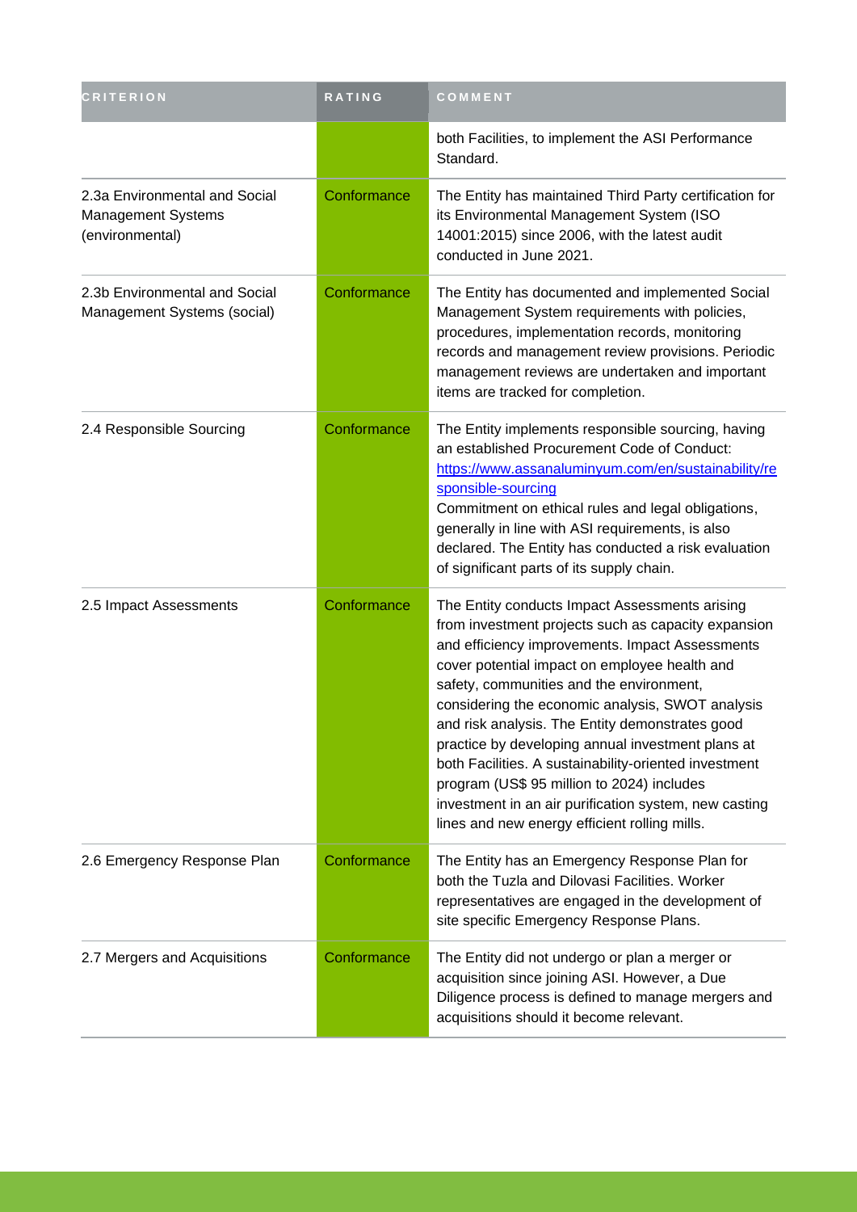| CRITERION | RATING | COMMENT |
| --- | --- | --- |
| | | both Facilities, to implement the ASI Performance Standard. |
| 2.3a Environmental and Social Management Systems (environmental) | Conformance | The Entity has maintained Third Party certification for its Environmental Management System (ISO 14001:2015) since 2006, with the latest audit conducted in June 2021. |
| 2.3b Environmental and Social Management Systems (social) | Conformance | The Entity has documented and implemented Social Management System requirements with policies, procedures, implementation records, monitoring records and management review provisions. Periodic management reviews are undertaken and important items are tracked for completion. |
| 2.4 Responsible Sourcing | Conformance | The Entity implements responsible sourcing, having an established Procurement Code of Conduct: [https://www.assanaluminyum.com/en/sustainability/responsible-sourcing](https://www.assanaluminyum.com/en/sustainability/responsible-sourcing) Commitment on ethical rules and legal obligations, generally in line with ASI requirements, is also declared. The Entity has conducted a risk evaluation of significant parts of its supply chain. |
| 2.5 Impact Assessments | Conformance | The Entity conducts Impact Assessments arising from investment projects such as capacity expansion and efficiency improvements. Impact Assessments cover potential impact on employee health and safety, communities and the environment, considering the economic analysis, SWOT analysis and risk analysis. The Entity demonstrates good practice by developing annual investment plans at both Facilities. A sustainability-oriented investment program (US$ 95 million to 2024) includes investment in an air purification system, new casting lines and new energy efficient rolling mills. |
| 2.6 Emergency Response Plan | Conformance | The Entity has an Emergency Response Plan for both the Tuzla and Dilovasi Facilities. Worker representatives are engaged in the development of site specific Emergency Response Plans. |
| 2.7 Mergers and Acquisitions | Conformance | The Entity did not undergo or plan a merger or acquisition since joining ASI. However, a Due Diligence process is defined to manage mergers and acquisitions should it become relevant. |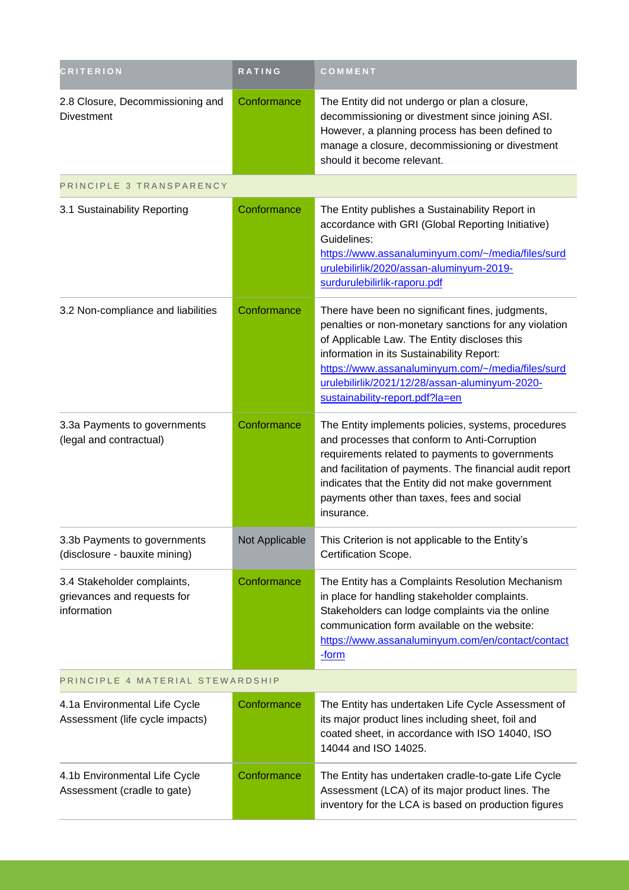| CRITERION | RATING | COMMENT |
|---|---|---|
| 2.8 Closure, Decommissioning and Divestment | Conformance | The Entity did not undergo or plan a closure, decommissioning or divestment since joining ASI. However, a planning process has been defined to manage a closure, decommissioning or divestment should it become relevant. |
| PRINCIPLE 3 TRANSPARENCY | | |
| 3.1 Sustainability Reporting | Conformance | The Entity publishes a Sustainability Report in accordance with GRI (Global Reporting Initiative) Guidelines: https://www.assanaluminyum.com/~/media/files/surdurulebilirlik/2020/assan-aluminyum-2019-surdurulebilirlik-raporu.pdf |
| 3.2 Non-compliance and liabilities | Conformance | There have been no significant fines, judgments, penalties or non-monetary sanctions for any violation of Applicable Law. The Entity discloses this information in its Sustainability Report: https://www.assanaluminyum.com/~/media/files/surdurulebilirlik/2021/12/28/assan-aluminyum-2020-sustainability-report.pdf?la=en |
| 3.3a Payments to governments (legal and contractual) | Conformance | The Entity implements policies, systems, procedures and processes that conform to Anti-Corruption requirements related to payments to governments and facilitation of payments. The financial audit report indicates that the Entity did not make government payments other than taxes, fees and social insurance. |
| 3.3b Payments to governments (disclosure - bauxite mining) | Not Applicable | This Criterion is not applicable to the Entity's Certification Scope. |
| 3.4 Stakeholder complaints, grievances and requests for information | Conformance | The Entity has a Complaints Resolution Mechanism in place for handling stakeholder complaints. Stakeholders can lodge complaints via the online communication form available on the website: https://www.assanaluminyum.com/en/contact/contact-form |
| PRINCIPLE 4 MATERIAL STEWARDSHIP | | |
| 4.1a Environmental Life Cycle Assessment (life cycle impacts) | Conformance | The Entity has undertaken Life Cycle Assessment of its major product lines including sheet, foil and coated sheet, in accordance with ISO 14040, ISO 14044 and ISO 14025. |
| 4.1b Environmental Life Cycle Assessment (cradle to gate) | Conformance | The Entity has undertaken cradle-to-gate Life Cycle Assessment (LCA) of its major product lines. The inventory for the LCA is based on production figures |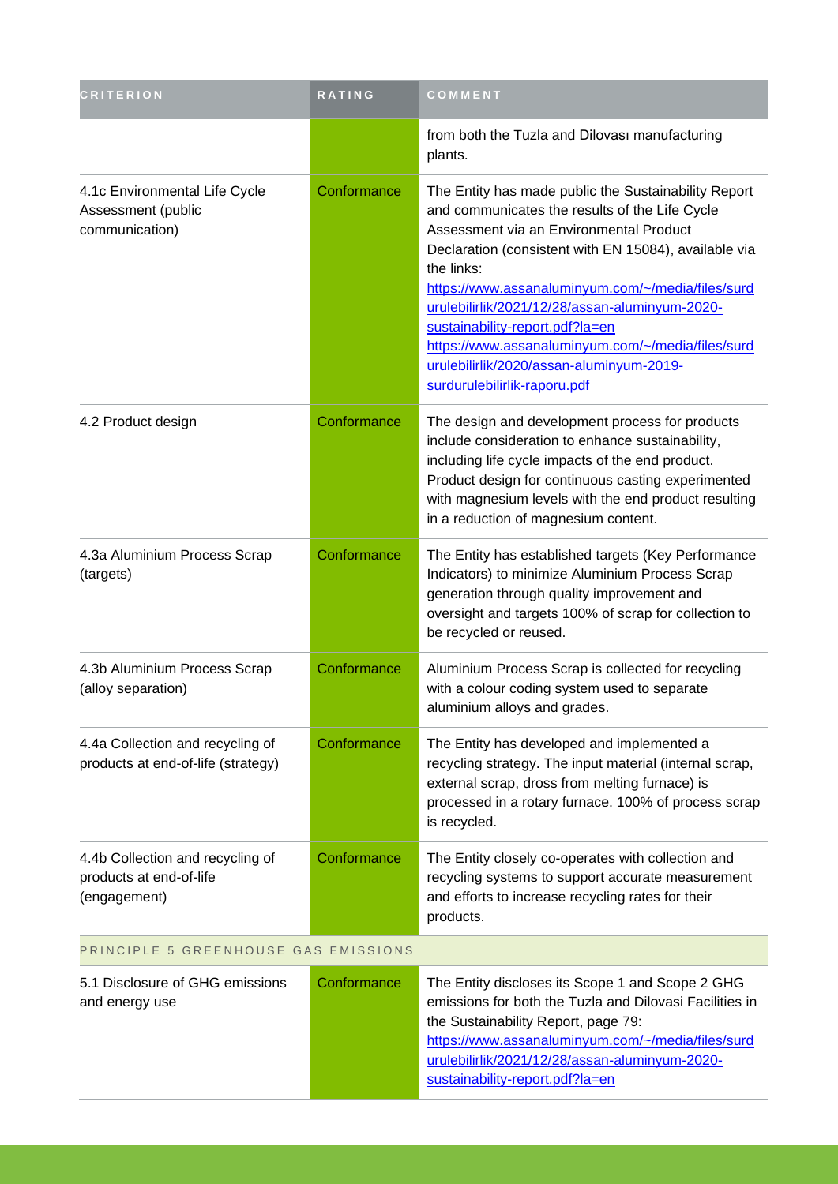| CRITERION | RATING | COMMENT |
| --- | --- | --- |
| | | from both the Tuzla and Dilovası manufacturing plants. |
| 4.1c Environmental Life Cycle Assessment (public communication) | Conformance | The Entity has made public the Sustainability Report and communicates the results of the Life Cycle Assessment via an Environmental Product Declaration (consistent with EN 15084), available via the links: https://www.assanaluminyum.com/~/media/files/surdurulebilirlik/2021/12/28/assan-aluminyum-2020-sustainability-report.pdf?la=en https://www.assanaluminyum.com/~/media/files/surdurulebilirlik/2020/assan-aluminyum-2019-surdurulebilirlik-raporu.pdf |
| 4.2 Product design | Conformance | The design and development process for products include consideration to enhance sustainability, including life cycle impacts of the end product. Product design for continuous casting experimented with magnesium levels with the end product resulting in a reduction of magnesium content. |
| 4.3a Aluminium Process Scrap (targets) | Conformance | The Entity has established targets (Key Performance Indicators) to minimize Aluminium Process Scrap generation through quality improvement and oversight and targets 100% of scrap for collection to be recycled or reused. |
| 4.3b Aluminium Process Scrap (alloy separation) | Conformance | Aluminium Process Scrap is collected for recycling with a colour coding system used to separate aluminium alloys and grades. |
| 4.4a Collection and recycling of products at end-of-life (strategy) | Conformance | The Entity has developed and implemented a recycling strategy. The input material (internal scrap, external scrap, dross from melting furnace) is processed in a rotary furnace. 100% of process scrap is recycled. |
| 4.4b Collection and recycling of products at end-of-life (engagement) | Conformance | The Entity closely co-operates with collection and recycling systems to support accurate measurement and efforts to increase recycling rates for their products. |
| PRINCIPLE 5 GREENHOUSE GAS EMISSIONS | | |
| 5.1 Disclosure of GHG emissions and energy use | Conformance | The Entity discloses its Scope 1 and Scope 2 GHG emissions for both the Tuzla and Dilovasi Facilities in the Sustainability Report, page 79: https://www.assanaluminyum.com/~/media/files/surdurulebilirlik/2021/12/28/assan-aluminyum-2020-sustainability-report.pdf?la=en |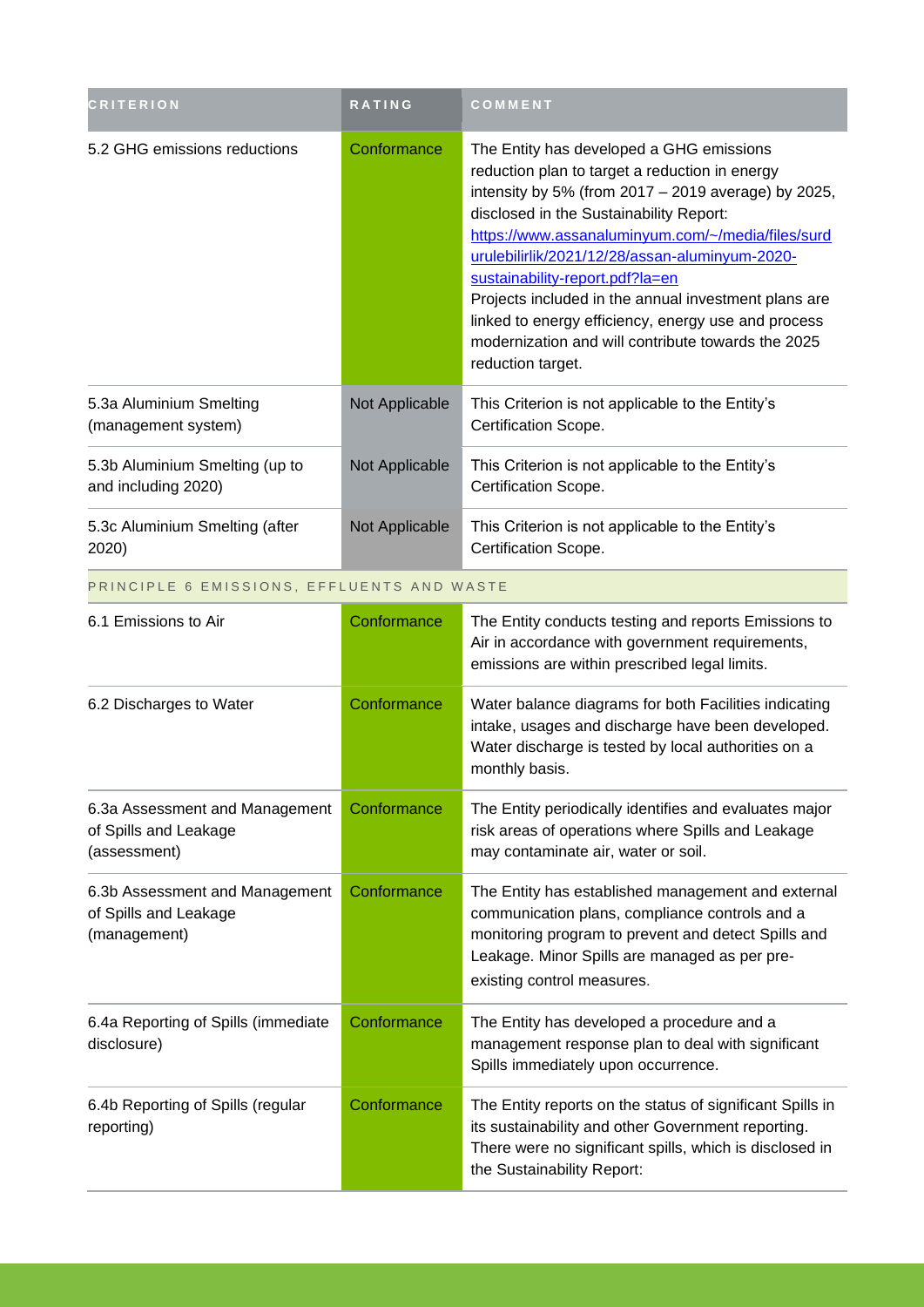| CRITERION | RATING | COMMENT |
| --- | --- | --- |
| 5.2 GHG emissions reductions | Conformance | The Entity has developed a GHG emissions reduction plan to target a reduction in energy intensity by 5% (from 2017 – 2019 average) by 2025, disclosed in the Sustainability Report: https://www.assanaluminyum.com/~/media/files/surdurulebilirlik/2021/12/28/assan-aluminyum-2020-sustainability-report.pdf?la=en Projects included in the annual investment plans are linked to energy efficiency, energy use and process modernization and will contribute towards the 2025 reduction target. |
| 5.3a Aluminium Smelting (management system) | Not Applicable | This Criterion is not applicable to the Entity's Certification Scope. |
| 5.3b Aluminium Smelting (up to and including 2020) | Not Applicable | This Criterion is not applicable to the Entity's Certification Scope. |
| 5.3c Aluminium Smelting (after 2020) | Not Applicable | This Criterion is not applicable to the Entity's Certification Scope. |
| PRINCIPLE 6 EMISSIONS, EFFLUENTS AND WASTE | | |
| 6.1 Emissions to Air | Conformance | The Entity conducts testing and reports Emissions to Air in accordance with government requirements, emissions are within prescribed legal limits. |
| 6.2 Discharges to Water | Conformance | Water balance diagrams for both Facilities indicating intake, usages and discharge have been developed. Water discharge is tested by local authorities on a monthly basis. |
| 6.3a Assessment and Management of Spills and Leakage (assessment) | Conformance | The Entity periodically identifies and evaluates major risk areas of operations where Spills and Leakage may contaminate air, water or soil. |
| 6.3b Assessment and Management of Spills and Leakage (management) | Conformance | The Entity has established management and external communication plans, compliance controls and a monitoring program to prevent and detect Spills and Leakage. Minor Spills are managed as per pre-existing control measures. |
| 6.4a Reporting of Spills (immediate disclosure) | Conformance | The Entity has developed a procedure and a management response plan to deal with significant Spills immediately upon occurrence. |
| 6.4b Reporting of Spills (regular reporting) | Conformance | The Entity reports on the status of significant Spills in its sustainability and other Government reporting. There were no significant spills, which is disclosed in the Sustainability Report: |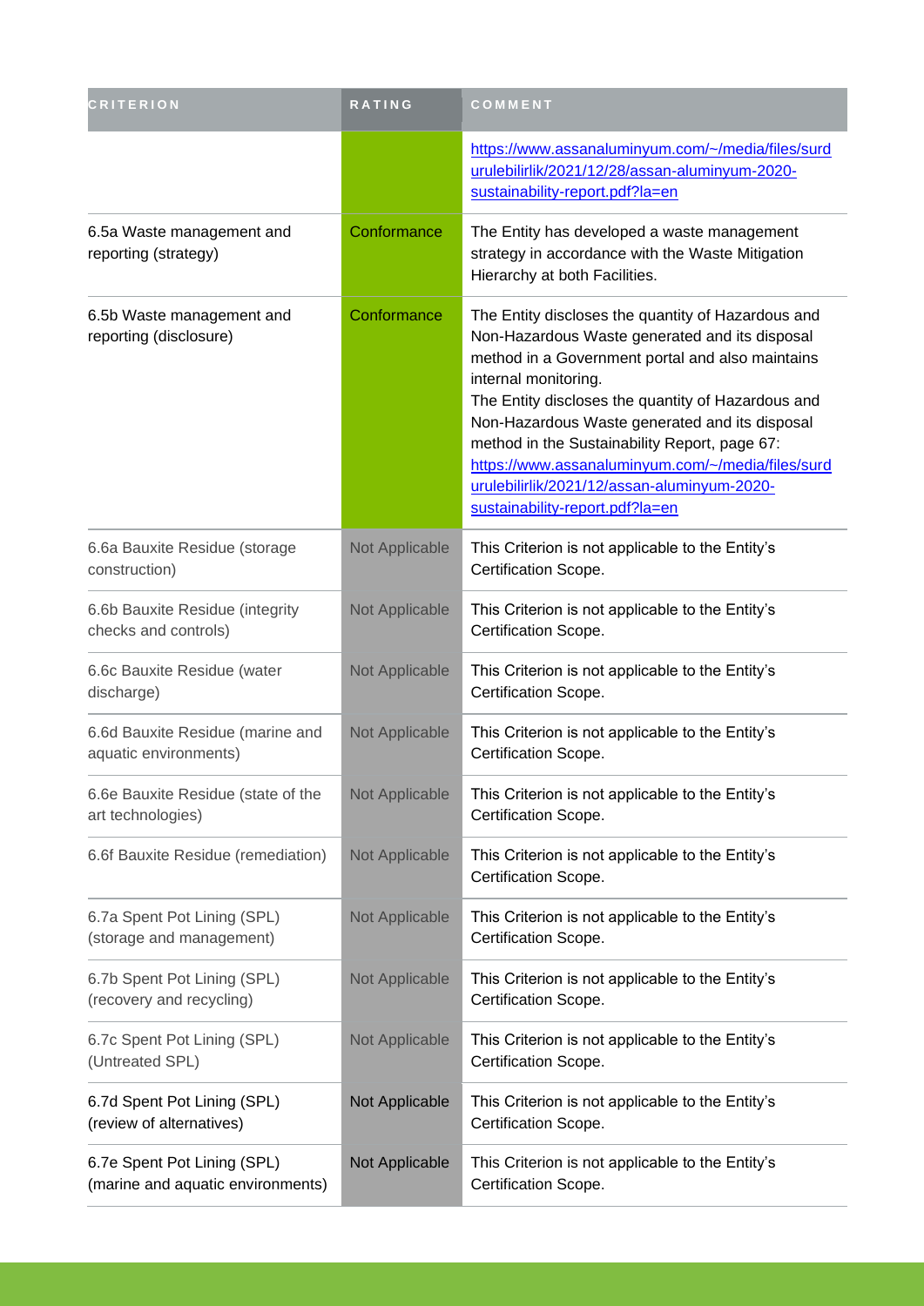| CRITERION | RATING | COMMENT |
| --- | --- | --- |
| | | https://www.assanaluminyum.com/~/media/files/surdurulebilirlik/2021/12/28/assan-aluminyum-2020-sustainability-report.pdf?la=en |
| 6.5a Waste management and reporting (strategy) | Conformance | The Entity has developed a waste management strategy in accordance with the Waste Mitigation Hierarchy at both Facilities. |
| 6.5b Waste management and reporting (disclosure) | Conformance | The Entity discloses the quantity of Hazardous and Non-Hazardous Waste generated and its disposal method in a Government portal and also maintains internal monitoring.<br>The Entity discloses the quantity of Hazardous and Non-Hazardous Waste generated and its disposal method in the Sustainability Report, page 67: https://www.assanaluminyum.com/~/media/files/surdurulebilirlik/2021/12/assan-aluminyum-2020-sustainability-report.pdf?la=en |
| 6.6a Bauxite Residue (storage construction) | Not Applicable | This Criterion is not applicable to the Entity's Certification Scope. |
| 6.6b Bauxite Residue (integrity checks and controls) | Not Applicable | This Criterion is not applicable to the Entity's Certification Scope. |
| 6.6c Bauxite Residue (water discharge) | Not Applicable | This Criterion is not applicable to the Entity's Certification Scope. |
| 6.6d Bauxite Residue (marine and aquatic environments) | Not Applicable | This Criterion is not applicable to the Entity's Certification Scope. |
| 6.6e Bauxite Residue (state of the art technologies) | Not Applicable | This Criterion is not applicable to the Entity's Certification Scope. |
| 6.6f Bauxite Residue (remediation) | Not Applicable | This Criterion is not applicable to the Entity's Certification Scope. |
| 6.7a Spent Pot Lining (SPL) (storage and management) | Not Applicable | This Criterion is not applicable to the Entity's Certification Scope. |
| 6.7b Spent Pot Lining (SPL) (recovery and recycling) | Not Applicable | This Criterion is not applicable to the Entity's Certification Scope. |
| 6.7c Spent Pot Lining (SPL) (Untreated SPL) | Not Applicable | This Criterion is not applicable to the Entity's Certification Scope. |
| 6.7d Spent Pot Lining (SPL) (review of alternatives) | Not Applicable | This Criterion is not applicable to the Entity's Certification Scope. |
| 6.7e Spent Pot Lining (SPL) (marine and aquatic environments) | Not Applicable | This Criterion is not applicable to the Entity's Certification Scope. |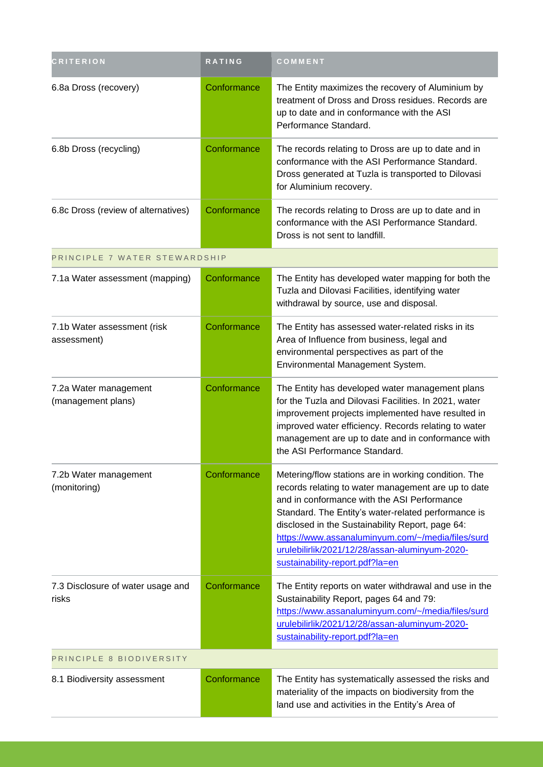| CRITERION | RATING | COMMENT |
| --- | --- | --- |
| 6.8a Dross (recovery) | Conformance | The Entity maximizes the recovery of Aluminium by treatment of Dross and Dross residues. Records are up to date and in conformance with the ASI Performance Standard. |
| 6.8b Dross (recycling) | Conformance | The records relating to Dross are up to date and in conformance with the ASI Performance Standard. Dross generated at Tuzla is transported to Dilovasi for Aluminium recovery. |
| 6.8c Dross (review of alternatives) | Conformance | The records relating to Dross are up to date and in conformance with the ASI Performance Standard. Dross is not sent to landfill. |
| PRINCIPLE 7 WATER STEWARDSHIP | | |
| 7.1a Water assessment (mapping) | Conformance | The Entity has developed water mapping for both the Tuzla and Dilovasi Facilities, identifying water withdrawal by source, use and disposal. |
| 7.1b Water assessment (risk assessment) | Conformance | The Entity has assessed water-related risks in its Area of Influence from business, legal and environmental perspectives as part of the Environmental Management System. |
| 7.2a Water management (management plans) | Conformance | The Entity has developed water management plans for the Tuzla and Dilovasi Facilities. In 2021, water improvement projects implemented have resulted in improved water efficiency. Records relating to water management are up to date and in conformance with the ASI Performance Standard. |
| 7.2b Water management (monitoring) | Conformance | Metering/flow stations are in working condition. The records relating to water management are up to date and in conformance with the ASI Performance Standard. The Entity's water-related performance is disclosed in the Sustainability Report, page 64: https://www.assanaluminyum.com/~/media/files/surdurulebilirlik/2021/12/28/assan-aluminyum-2020-sustainability-report.pdf?la=en |
| 7.3 Disclosure of water usage and risks | Conformance | The Entity reports on water withdrawal and use in the Sustainability Report, pages 64 and 79: https://www.assanaluminyum.com/~/media/files/surdurulebilirlik/2021/12/28/assan-aluminyum-2020-sustainability-report.pdf?la=en |
| PRINCIPLE 8 BIODIVERSITY | | |
| 8.1 Biodiversity assessment | Conformance | The Entity has systematically assessed the risks and materiality of the impacts on biodiversity from the land use and activities in the Entity's Area of |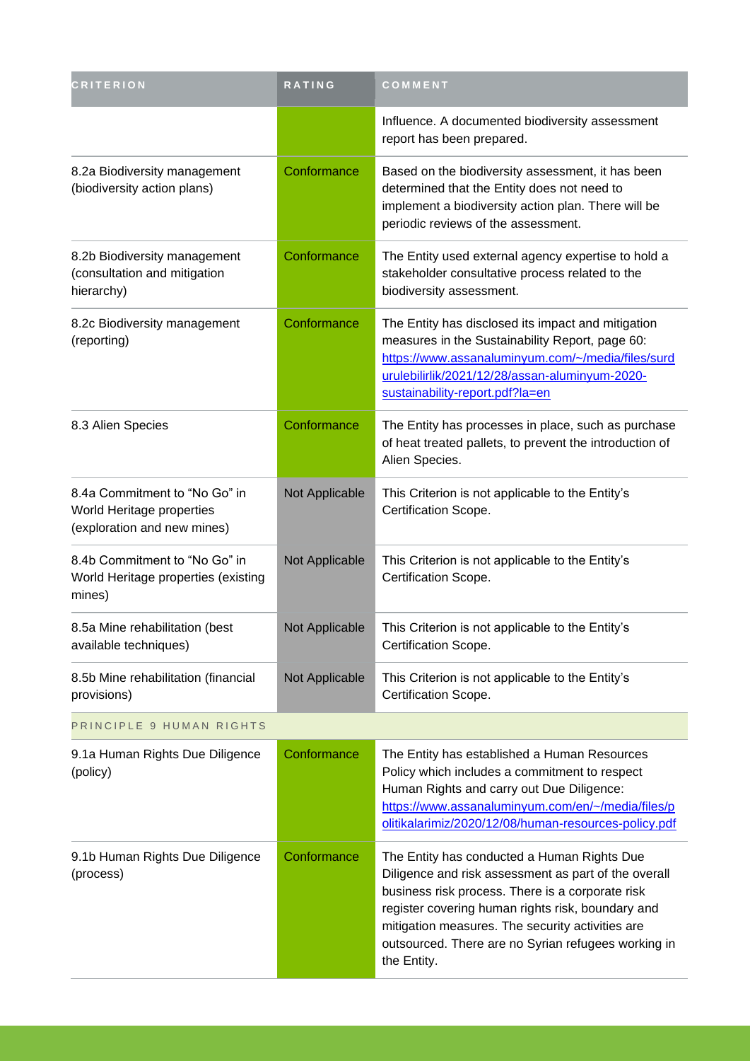| CRITERION | RATING | COMMENT |
| --- | --- | --- |
| | | Influence. A documented biodiversity assessment report has been prepared. |
| 8.2a Biodiversity management (biodiversity action plans) | Conformance | Based on the biodiversity assessment, it has been determined that the Entity does not need to implement a biodiversity action plan. There will be periodic reviews of the assessment. |
| 8.2b Biodiversity management (consultation and mitigation hierarchy) | Conformance | The Entity used external agency expertise to hold a stakeholder consultative process related to the biodiversity assessment. |
| 8.2c Biodiversity management (reporting) | Conformance | The Entity has disclosed its impact and mitigation measures in the Sustainability Report, page 60: https://www.assanaluminyum.com/~/media/files/surdurulebilirlik/2021/12/28/assan-aluminyum-2020-sustainability-report.pdf?la=en |
| 8.3 Alien Species | Conformance | The Entity has processes in place, such as purchase of heat treated pallets, to prevent the introduction of Alien Species. |
| 8.4a Commitment to “No Go” in World Heritage properties (exploration and new mines) | Not Applicable | This Criterion is not applicable to the Entity’s Certification Scope. |
| 8.4b Commitment to “No Go” in World Heritage properties (existing mines) | Not Applicable | This Criterion is not applicable to the Entity’s Certification Scope. |
| 8.5a Mine rehabilitation (best available techniques) | Not Applicable | This Criterion is not applicable to the Entity’s Certification Scope. |
| 8.5b Mine rehabilitation (financial provisions) | Not Applicable | This Criterion is not applicable to the Entity’s Certification Scope. |
| PRINCIPLE 9 HUMAN RIGHTS | | |
| 9.1a Human Rights Due Diligence (policy) | Conformance | The Entity has established a Human Resources Policy which includes a commitment to respect Human Rights and carry out Due Diligence: https://www.assanaluminyum.com/en/~/media/files/politikalarimiz/2020/12/08/human-resources-policy.pdf |
| 9.1b Human Rights Due Diligence (process) | Conformance | The Entity has conducted a Human Rights Due Diligence and risk assessment as part of the overall business risk process. There is a corporate risk register covering human rights risk, boundary and mitigation measures. The security activities are outsourced. There are no Syrian refugees working in the Entity. |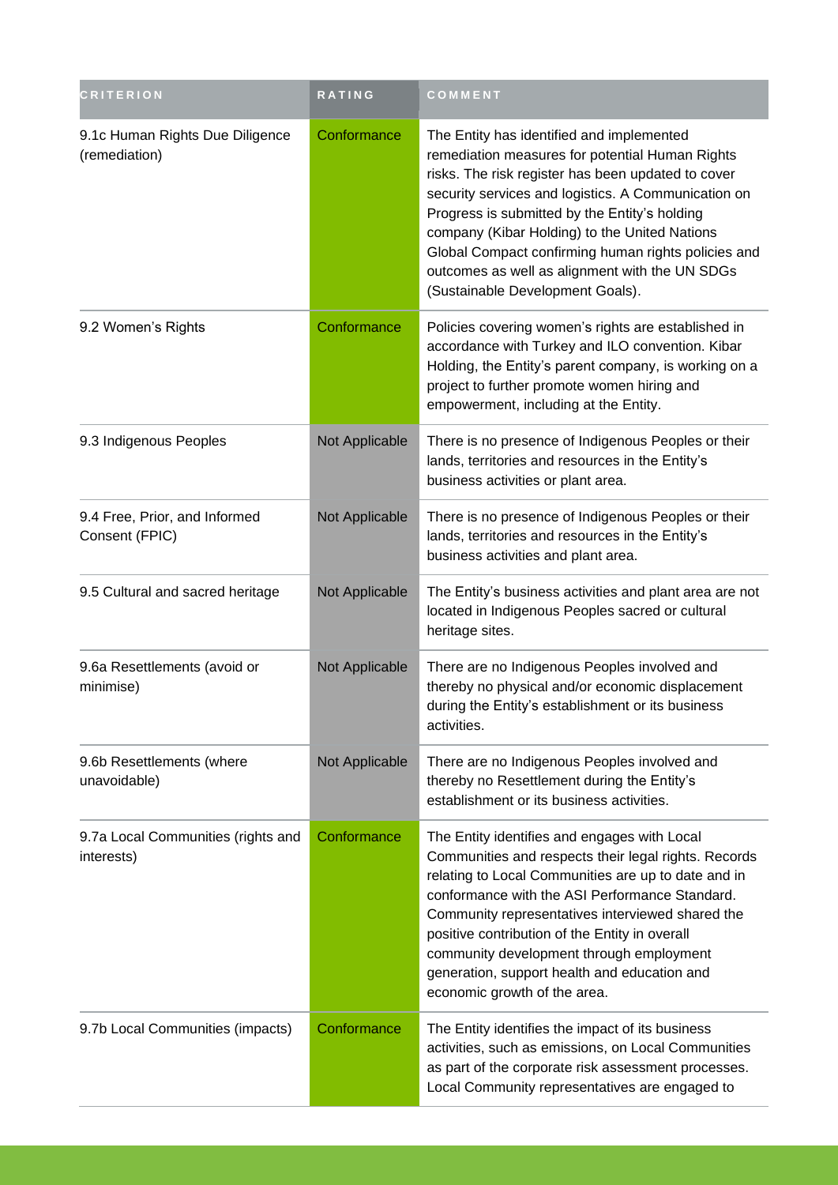| CRITERION | RATING | COMMENT |
| --- | --- | --- |
| 9.1c Human Rights Due Diligence (remediation) | Conformance | The Entity has identified and implemented remediation measures for potential Human Rights risks. The risk register has been updated to cover security services and logistics. A Communication on Progress is submitted by the Entity's holding company (Kibar Holding) to the United Nations Global Compact confirming human rights policies and outcomes as well as alignment with the UN SDGs (Sustainable Development Goals). |
| 9.2 Women's Rights | Conformance | Policies covering women's rights are established in accordance with Turkey and ILO convention. Kibar Holding, the Entity's parent company, is working on a project to further promote women hiring and empowerment, including at the Entity. |
| 9.3 Indigenous Peoples | Not Applicable | There is no presence of Indigenous Peoples or their lands, territories and resources in the Entity's business activities or plant area. |
| 9.4 Free, Prior, and Informed Consent (FPIC) | Not Applicable | There is no presence of Indigenous Peoples or their lands, territories and resources in the Entity's business activities and plant area. |
| 9.5 Cultural and sacred heritage | Not Applicable | The Entity's business activities and plant area are not located in Indigenous Peoples sacred or cultural heritage sites. |
| 9.6a Resettlements (avoid or minimise) | Not Applicable | There are no Indigenous Peoples involved and thereby no physical and/or economic displacement during the Entity's establishment or its business activities. |
| 9.6b Resettlements (where unavoidable) | Not Applicable | There are no Indigenous Peoples involved and thereby no Resettlement during the Entity's establishment or its business activities. |
| 9.7a Local Communities (rights and interests) | Conformance | The Entity identifies and engages with Local Communities and respects their legal rights. Records relating to Local Communities are up to date and in conformance with the ASI Performance Standard. Community representatives interviewed shared the positive contribution of the Entity in overall community development through employment generation, support health and education and economic growth of the area. |
| 9.7b Local Communities (impacts) | Conformance | The Entity identifies the impact of its business activities, such as emissions, on Local Communities as part of the corporate risk assessment processes. Local Community representatives are engaged to |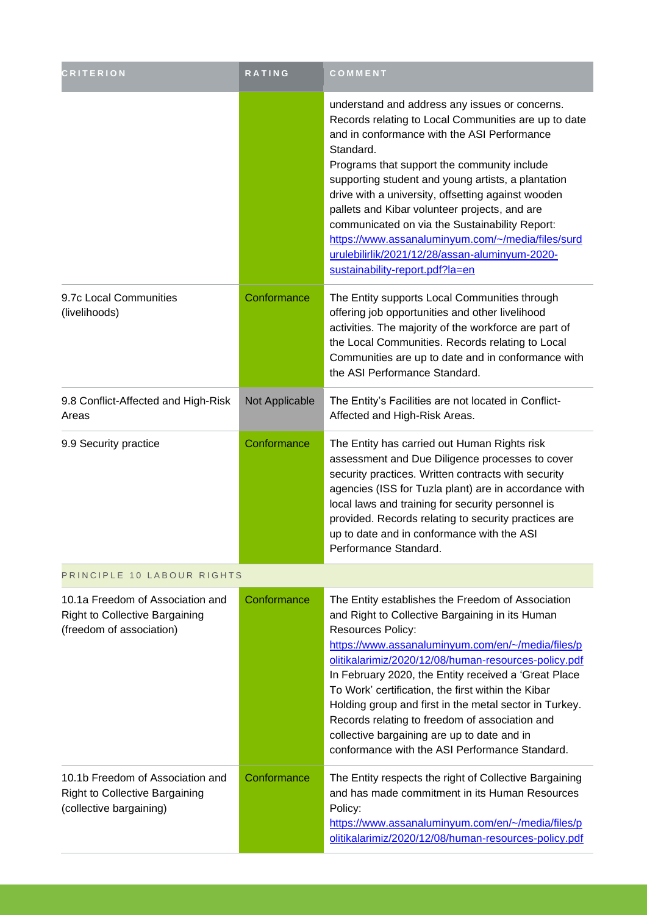| CRITERION | RATING | COMMENT |
| --- | --- | --- |
| | | understand and address any issues or concerns. Records relating to Local Communities are up to date and in conformance with the ASI Performance Standard. Programs that support the community include supporting student and young artists, a plantation drive with a university, offsetting against wooden pallets and Kibar volunteer projects, and are communicated on via the Sustainability Report: https://www.assanaluminyum.com/~/media/files/surdurulebilirlik/2021/12/28/assan-aluminyum-2020-sustainability-report.pdf?la=en |
| 9.7c Local Communities (livelihoods) | Conformance | The Entity supports Local Communities through offering job opportunities and other livelihood activities. The majority of the workforce are part of the Local Communities. Records relating to Local Communities are up to date and in conformance with the ASI Performance Standard. |
| 9.8 Conflict-Affected and High-Risk Areas | Not Applicable | The Entity's Facilities are not located in Conflict-Affected and High-Risk Areas. |
| 9.9 Security practice | Conformance | The Entity has carried out Human Rights risk assessment and Due Diligence processes to cover security practices. Written contracts with security agencies (ISS for Tuzla plant) are in accordance with local laws and training for security personnel is provided. Records relating to security practices are up to date and in conformance with the ASI Performance Standard. |
| PRINCIPLE 10 LABOUR RIGHTS | | |
| 10.1a Freedom of Association and Right to Collective Bargaining (freedom of association) | Conformance | The Entity establishes the Freedom of Association and Right to Collective Bargaining in its Human Resources Policy: https://www.assanaluminyum.com/en/~/media/files/politikalarimiz/2020/12/08/human-resources-policy.pdf In February 2020, the Entity received a 'Great Place To Work' certification, the first within the Kibar Holding group and first in the metal sector in Turkey. Records relating to freedom of association and collective bargaining are up to date and in conformance with the ASI Performance Standard. |
| 10.1b Freedom of Association and Right to Collective Bargaining (collective bargaining) | Conformance | The Entity respects the right of Collective Bargaining and has made commitment in its Human Resources Policy: https://www.assanaluminyum.com/en/~/media/files/politikalarimiz/2020/12/08/human-resources-policy.pdf |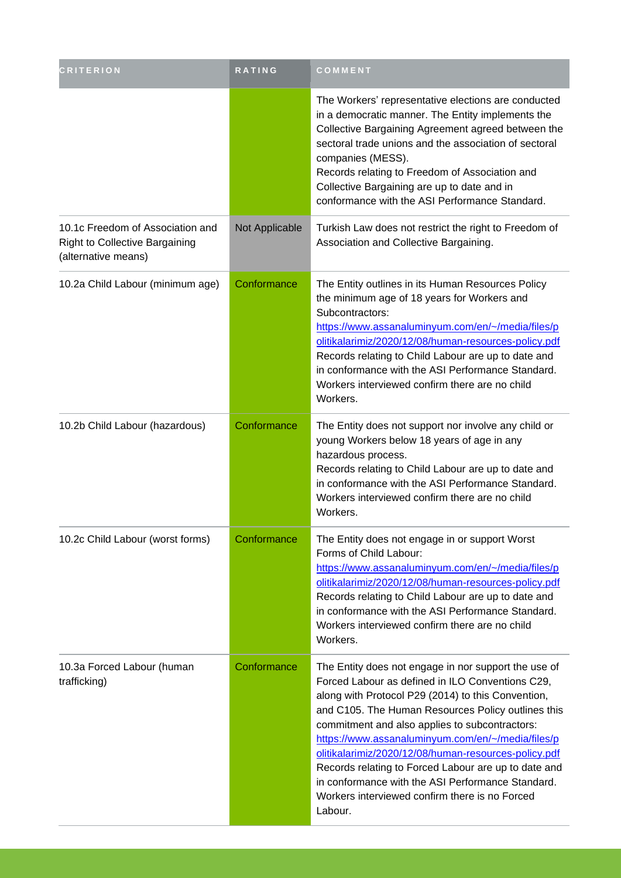| CRITERION | RATING | COMMENT |
| --- | --- | --- |
| | | The Workers' representative elections are conducted in a democratic manner. The Entity implements the Collective Bargaining Agreement agreed between the sectoral trade unions and the association of sectoral companies (MESS).<br>Records relating to Freedom of Association and Collective Bargaining are up to date and in conformance with the ASI Performance Standard. |
| 10.1c Freedom of Association and Right to Collective Bargaining (alternative means) | Not Applicable | Turkish Law does not restrict the right to Freedom of Association and Collective Bargaining. |
| 10.2a Child Labour (minimum age) | Conformance | The Entity outlines in its Human Resources Policy the minimum age of 18 years for Workers and Subcontractors:<br>https://www.assanaluminyum.com/en/~/media/files/politikalarimiz/2020/12/08/human-resources-policy.pdf<br>Records relating to Child Labour are up to date and in conformance with the ASI Performance Standard. Workers interviewed confirm there are no child Workers. |
| 10.2b Child Labour (hazardous) | Conformance | The Entity does not support nor involve any child or young Workers below 18 years of age in any hazardous process.<br>Records relating to Child Labour are up to date and in conformance with the ASI Performance Standard. Workers interviewed confirm there are no child Workers. |
| 10.2c Child Labour (worst forms) | Conformance | The Entity does not engage in or support Worst Forms of Child Labour:<br>https://www.assanaluminyum.com/en/~/media/files/politikalarimiz/2020/12/08/human-resources-policy.pdf<br>Records relating to Child Labour are up to date and in conformance with the ASI Performance Standard. Workers interviewed confirm there are no child Workers. |
| 10.3a Forced Labour (human trafficking) | Conformance | The Entity does not engage in nor support the use of Forced Labour as defined in ILO Conventions C29, along with Protocol P29 (2014) to this Convention, and C105. The Human Resources Policy outlines this commitment and also applies to subcontractors:<br>https://www.assanaluminyum.com/en/~/media/files/politikalarimiz/2020/12/08/human-resources-policy.pdf<br>Records relating to Forced Labour are up to date and in conformance with the ASI Performance Standard. Workers interviewed confirm there is no Forced Labour. |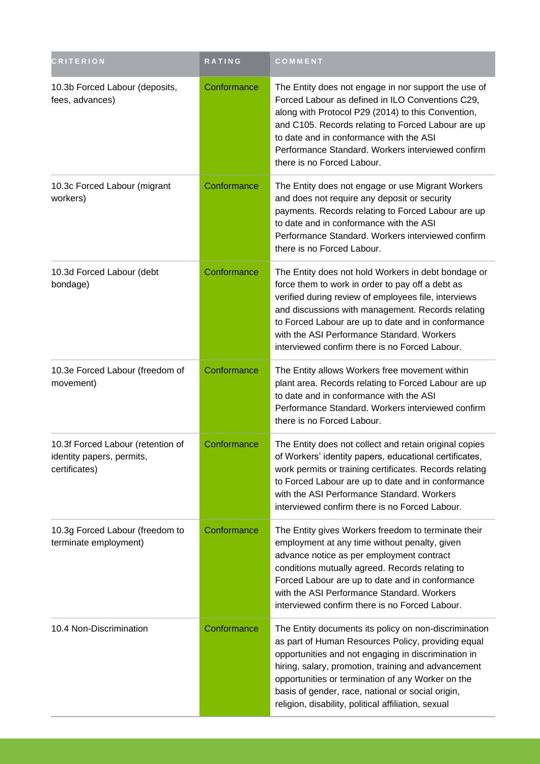| CRITERION | RATING | COMMENT |
| --- | --- | --- |
| 10.3b Forced Labour (deposits, fees, advances) | Conformance | The Entity does not engage in nor support the use of Forced Labour as defined in ILO Conventions C29, along with Protocol P29 (2014) to this Convention, and C105. Records relating to Forced Labour are up to date and in conformance with the ASI Performance Standard. Workers interviewed confirm there is no Forced Labour. |
| 10.3c Forced Labour (migrant workers) | Conformance | The Entity does not engage or use Migrant Workers and does not require any deposit or security payments. Records relating to Forced Labour are up to date and in conformance with the ASI Performance Standard. Workers interviewed confirm there is no Forced Labour. |
| 10.3d Forced Labour (debt bondage) | Conformance | The Entity does not hold Workers in debt bondage or force them to work in order to pay off a debt as verified during review of employees file, interviews and discussions with management. Records relating to Forced Labour are up to date and in conformance with the ASI Performance Standard. Workers interviewed confirm there is no Forced Labour. |
| 10.3e Forced Labour (freedom of movement) | Conformance | The Entity allows Workers free movement within plant area. Records relating to Forced Labour are up to date and in conformance with the ASI Performance Standard. Workers interviewed confirm there is no Forced Labour. |
| 10.3f Forced Labour (retention of identity papers, permits, certificates) | Conformance | The Entity does not collect and retain original copies of Workers' identity papers, educational certificates, work permits or training certificates. Records relating to Forced Labour are up to date and in conformance with the ASI Performance Standard. Workers interviewed confirm there is no Forced Labour. |
| 10.3g Forced Labour (freedom to terminate employment) | Conformance | The Entity gives Workers freedom to terminate their employment at any time without penalty, given advance notice as per employment contract conditions mutually agreed. Records relating to Forced Labour are up to date and in conformance with the ASI Performance Standard. Workers interviewed confirm there is no Forced Labour. |
| 10.4 Non-Discrimination | Conformance | The Entity documents its policy on non-discrimination as part of Human Resources Policy, providing equal opportunities and not engaging in discrimination in hiring, salary, promotion, training and advancement opportunities or termination of any Worker on the basis of gender, race, national or social origin, religion, disability, political affiliation, sexual |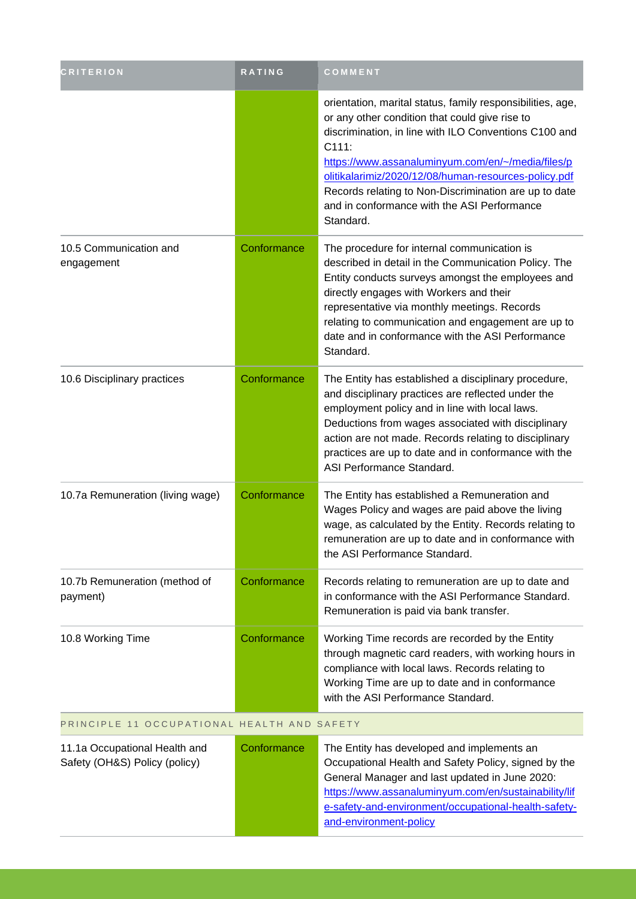| CRITERION | RATING | COMMENT |
| --- | --- | --- |
| | | orientation, marital status, family responsibilities, age, or any other condition that could give rise to discrimination, in line with ILO Conventions C100 and C111: https://www.assanaluminyum.com/en/~/media/files/politikalarimiz/2020/12/08/human-resources-policy.pdf Records relating to Non-Discrimination are up to date and in conformance with the ASI Performance Standard. |
| 10.5 Communication and engagement | Conformance | The procedure for internal communication is described in detail in the Communication Policy. The Entity conducts surveys amongst the employees and directly engages with Workers and their representative via monthly meetings. Records relating to communication and engagement are up to date and in conformance with the ASI Performance Standard. |
| 10.6 Disciplinary practices | Conformance | The Entity has established a disciplinary procedure, and disciplinary practices are reflected under the employment policy and in line with local laws. Deductions from wages associated with disciplinary action are not made. Records relating to disciplinary practices are up to date and in conformance with the ASI Performance Standard. |
| 10.7a Remuneration (living wage) | Conformance | The Entity has established a Remuneration and Wages Policy and wages are paid above the living wage, as calculated by the Entity. Records relating to remuneration are up to date and in conformance with the ASI Performance Standard. |
| 10.7b Remuneration (method of payment) | Conformance | Records relating to remuneration are up to date and in conformance with the ASI Performance Standard. Remuneration is paid via bank transfer. |
| 10.8 Working Time | Conformance | Working Time records are recorded by the Entity through magnetic card readers, with working hours in compliance with local laws. Records relating to Working Time are up to date and in conformance with the ASI Performance Standard. |
| PRINCIPLE 11 OCCUPATIONAL HEALTH AND SAFETY | | |
| 11.1a Occupational Health and Safety (OH&S) Policy (policy) | Conformance | The Entity has developed and implements an Occupational Health and Safety Policy, signed by the General Manager and last updated in June 2020: https://www.assanaluminyum.com/en/sustainability/life-safety-and-environment/occupational-health-safety-and-environment-policy |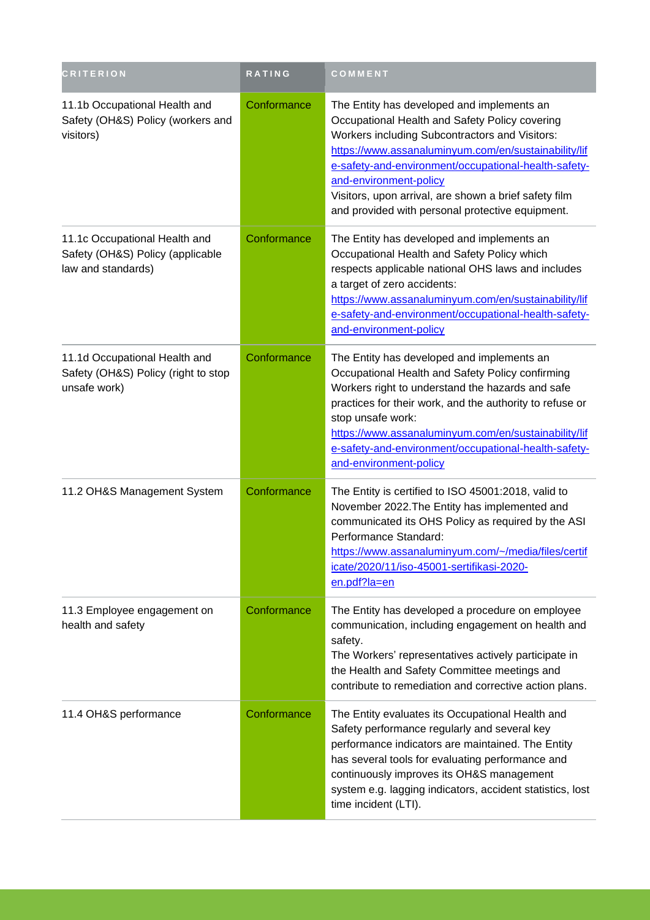| CRITERION | RATING | COMMENT |
| --- | --- | --- |
| 11.1b Occupational Health and Safety (OH&S) Policy (workers and visitors) | Conformance | The Entity has developed and implements an Occupational Health and Safety Policy covering Workers including Subcontractors and Visitors: https://www.assanaluminyum.com/en/sustainability/life-safety-and-environment/occupational-health-safety-and-environment-policy Visitors, upon arrival, are shown a brief safety film and provided with personal protective equipment. |
| 11.1c Occupational Health and Safety (OH&S) Policy (applicable law and standards) | Conformance | The Entity has developed and implements an Occupational Health and Safety Policy which respects applicable national OHS laws and includes a target of zero accidents: https://www.assanaluminyum.com/en/sustainability/life-safety-and-environment/occupational-health-safety-and-environment-policy |
| 11.1d Occupational Health and Safety (OH&S) Policy (right to stop unsafe work) | Conformance | The Entity has developed and implements an Occupational Health and Safety Policy confirming Workers right to understand the hazards and safe practices for their work, and the authority to refuse or stop unsafe work: https://www.assanaluminyum.com/en/sustainability/life-safety-and-environment/occupational-health-safety-and-environment-policy |
| 11.2 OH&S Management System | Conformance | The Entity is certified to ISO 45001:2018, valid to November 2022.The Entity has implemented and communicated its OHS Policy as required by the ASI Performance Standard: https://www.assanaluminyum.com/~/media/files/certificate/2020/11/iso-45001-sertifikasi-2020-en.pdf?la=en |
| 11.3 Employee engagement on health and safety | Conformance | The Entity has developed a procedure on employee communication, including engagement on health and safety. The Workers' representatives actively participate in the Health and Safety Committee meetings and contribute to remediation and corrective action plans. |
| 11.4 OH&S performance | Conformance | The Entity evaluates its Occupational Health and Safety performance regularly and several key performance indicators are maintained. The Entity has several tools for evaluating performance and continuously improves its OH&S management system e.g. lagging indicators, accident statistics, lost time incident (LTI). |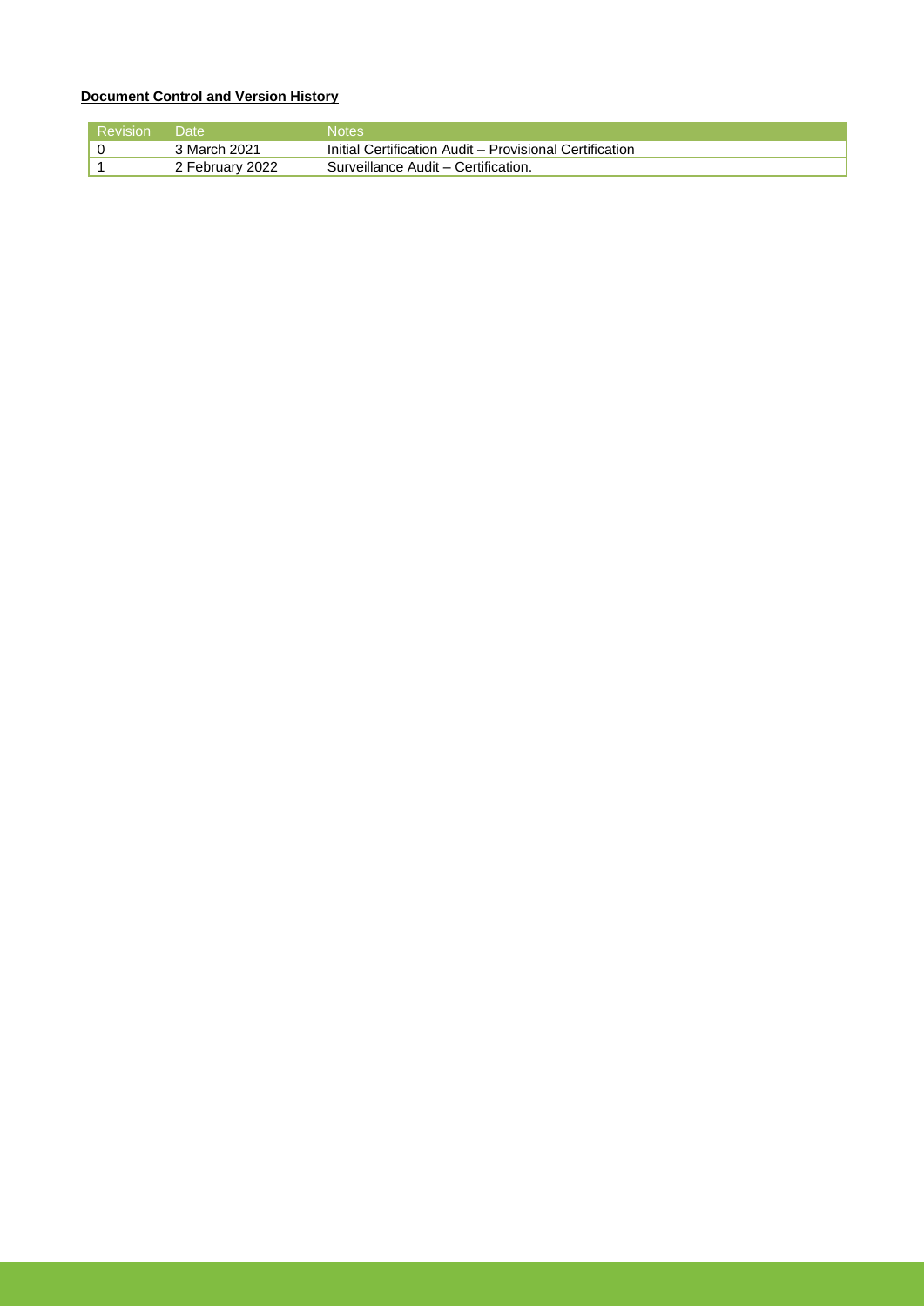**Document Control and Version History**

| Revision | Date | Notes |
|---|---|---|
| 0 | 3 March 2021 | Initial Certification Audit – Provisional Certification |
| 1 | 2 February 2022 | Surveillance Audit – Certification. |